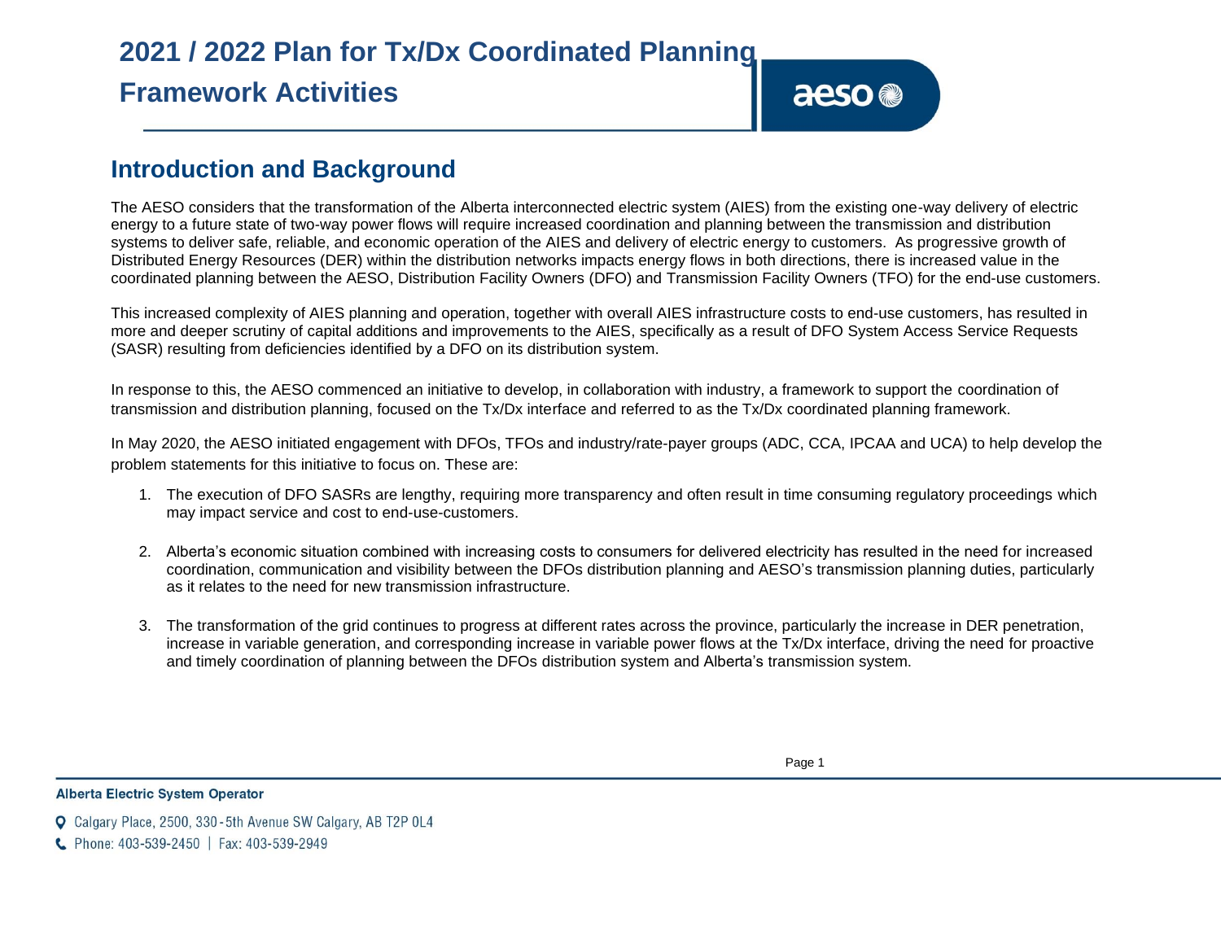# 2021 / 2022 Plan for Tx/Dx Coordinated Planning Framework Activities

## Introduction and Background

The AESO considers that the transformation of the Alberta interconnected electric system (AIES) from the existing one-way delivery of electric energy to a future state of two-way power flows will require increased coordination and planning between the transmission and distribution systems to deliver safe, reliable, and economic operation of the AIES and delivery of electric energy to customers. As progressive growth of Distributed Energy Resources (DER) within the distribution networks impacts energy flows in both directions, there is increased value in the coordinated planning between the AESO, Distribution Facility Owners (DFO) and Transmission Facility Owners (TFO) for the end-use customers.

This increased complexity of AIES planning and operation, together with overall AIES infrastructure costs to end-use customers, has resulted in more and deeper scrutiny of capital additions and improvements to the AIES, specifically as a result of DFO System Access Service Requests (SASR) resulting from deficiencies identified by a DFO on its distribution system.

In response to this, the AESO commenced an initiative to develop, in collaboration with industry, a framework to support the coordination of transmission and distribution planning, focused on the Tx/Dx interface and referred to as the Tx/Dx coordinated planning framework.

In May 2020, the AESO initiated engagement with DFOs, TFOs and industry/rate-payer groups (ADC, CCA, IPCAA and UCA) to help develop the problem statements for this initiative to focus on. These are:

1. The execution of DFO SASRs are lengthy, requiring more transparency and often result in time consuming regulatory proceedings which may impact service and cost to end-use-customers.

2. Alberta's economic situation combined with increasing costs to consumers for delivered electricity has resulted in the need for increased coordination, communication and visibility between the DFOs distribution planning and AESO's transmission planning duties, particularly as it relates to the need for new transmission infrastructure.

3. The transformation of the grid continues to progress at different rates across the province, particularly the increase in DER penetration, increase in variable generation, and corresponding increase in variable power flows at the Tx/Dx interface, driving the need for proactive and timely coordination of planning between the DFOs distribution system and Alberta's transmission system.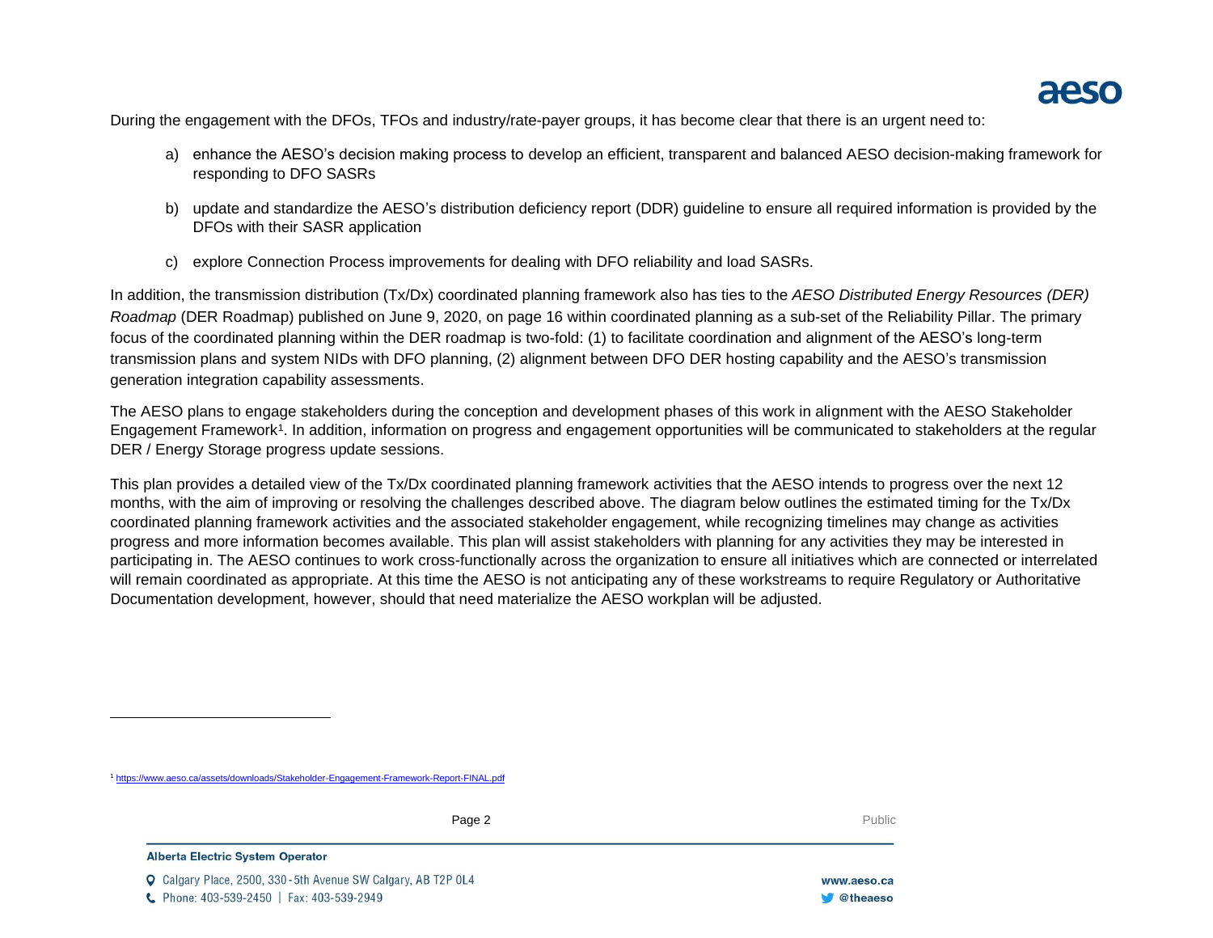During the engagement with the DFOs, TFOs and industry/rate-payer groups, it has become clear that there is an urgent need to:

a) enhance the AESO's decision making process to develop an efficient, transparent and balanced AESO decision-making framework for responding to DFO SASRs

b) update and standardize the AESO's distribution deficiency report (DDR) guideline to ensure all required information is provided by the DFOs with their SASR application

c) explore Connection Process improvements for dealing with DFO reliability and load SASRs.

In addition, the transmission distribution (Tx/Dx) coordinated planning framework also has ties to the *AESO Distributed Energy Resources (DER) Roadmap* (DER Roadmap) published on June 9, 2020, on page 16 within coordinated planning as a sub-set of the Reliability Pillar. The primary focus of the coordinated planning within the DER roadmap is two-fold: (1) to facilitate coordination and alignment of the AESO's long-term transmission plans and system NIDs with DFO planning, (2) alignment between DFO DER hosting capability and the AESO's transmission generation integration capability assessments.

The AESO plans to engage stakeholders during the conception and development phases of this work in alignment with the AESO Stakeholder Engagement Framework[1]. In addition, information on progress and engagement opportunities will be communicated to stakeholders at the regular DER / Energy Storage progress update sessions.

This plan provides a detailed view of the Tx/Dx coordinated planning framework activities that the AESO intends to progress over the next 12 months, with the aim of improving or resolving the challenges described above. The diagram below outlines the estimated timing for the Tx/Dx coordinated planning framework activities and the associated stakeholder engagement, while recognizing timelines may change as activities progress and more information becomes available. This plan will assist stakeholders with planning for any activities they may be interested in participating in. The AESO continues to work cross-functionally across the organization to ensure all initiatives which are connected or interrelated will remain coordinated as appropriate. At this time the AESO is not anticipating any of these workstreams to require Regulatory or Authoritative Documentation development, however, should that need materialize the AESO workplan will be adjusted.

[1] https://www.aeso.ca/assets/downloads/Stakeholder-Engagement-Framework-Report-FINAL.pdf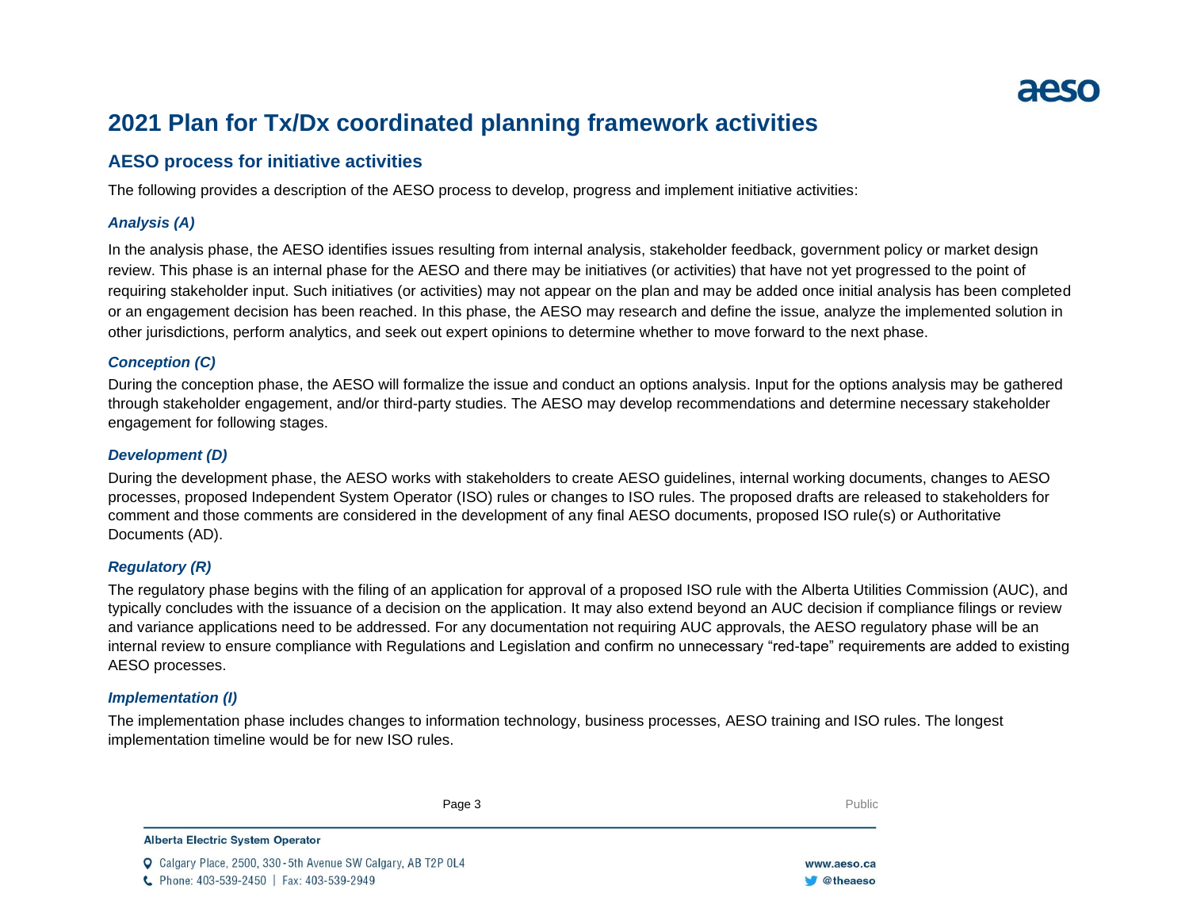# 2021 Plan for Tx/Dx coordinated planning framework activities

## AESO process for initiative activities

The following provides a description of the AESO process to develop, progress and implement initiative activities:

### *Analysis (A)*

In the analysis phase, the AESO identifies issues resulting from internal analysis, stakeholder feedback, government policy or market design review. This phase is an internal phase for the AESO and there may be initiatives (or activities) that have not yet progressed to the point of requiring stakeholder input. Such initiatives (or activities) may not appear on the plan and may be added once initial analysis has been completed or an engagement decision has been reached. In this phase, the AESO may research and define the issue, analyze the implemented solution in other jurisdictions, perform analytics, and seek out expert opinions to determine whether to move forward to the next phase.

### *Conception (C)*

During the conception phase, the AESO will formalize the issue and conduct an options analysis. Input for the options analysis may be gathered through stakeholder engagement, and/or third-party studies. The AESO may develop recommendations and determine necessary stakeholder engagement for following stages.

### *Development (D)*

During the development phase, the AESO works with stakeholders to create AESO guidelines, internal working documents, changes to AESO processes, proposed Independent System Operator (ISO) rules or changes to ISO rules. The proposed drafts are released to stakeholders for comment and those comments are considered in the development of any final AESO documents, proposed ISO rule(s) or Authoritative Documents (AD).

### *Regulatory (R)*

The regulatory phase begins with the filing of an application for approval of a proposed ISO rule with the Alberta Utilities Commission (AUC), and typically concludes with the issuance of a decision on the application. It may also extend beyond an AUC decision if compliance filings or review and variance applications need to be addressed. For any documentation not requiring AUC approvals, the AESO regulatory phase will be an internal review to ensure compliance with Regulations and Legislation and confirm no unnecessary "red-tape" requirements are added to existing AESO processes.

### *Implementation (I)*

The implementation phase includes changes to information technology, business processes, AESO training and ISO rules. The longest implementation timeline would be for new ISO rules.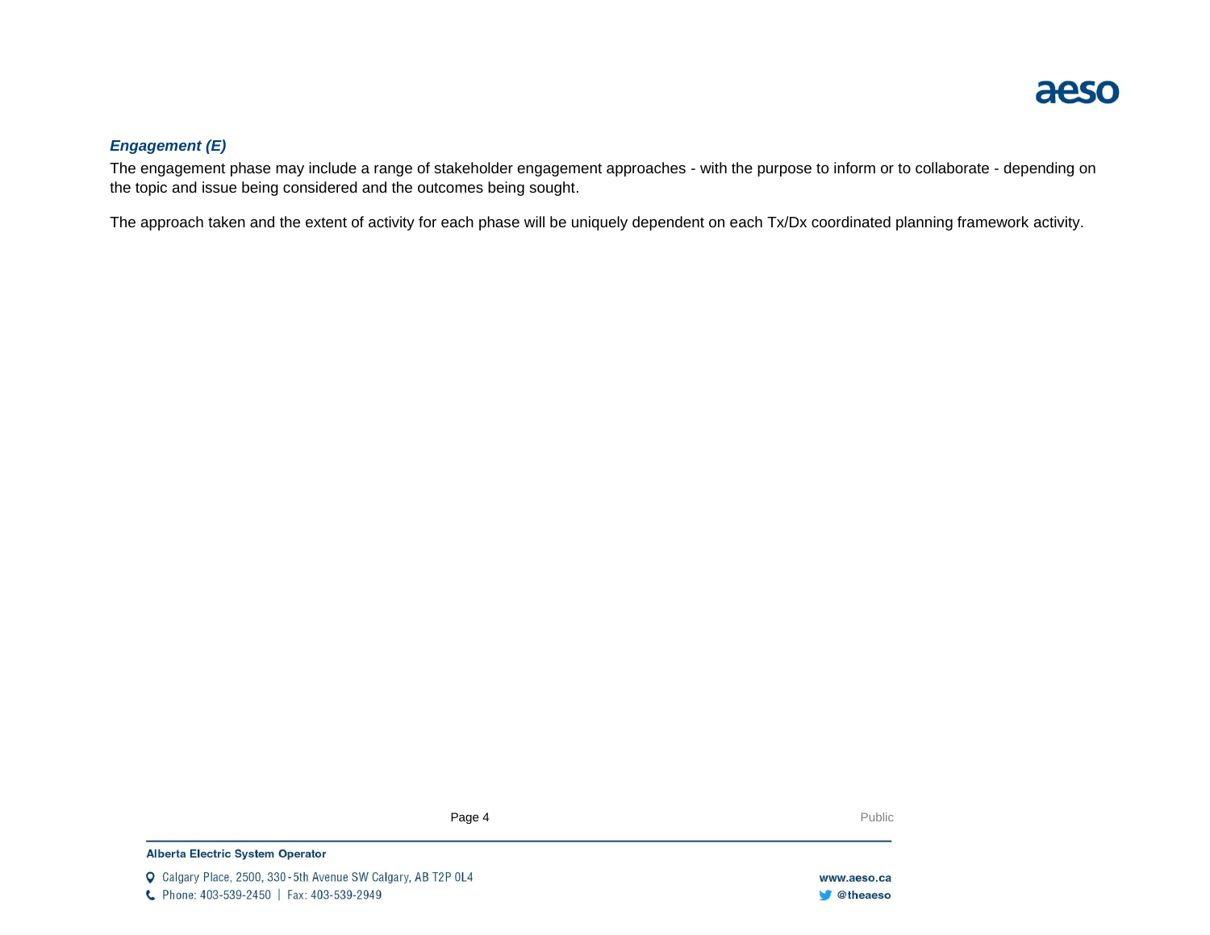***Engagement (E)***

The engagement phase may include a range of stakeholder engagement approaches - with the purpose to inform or to collaborate - depending on the topic and issue being considered and the outcomes being sought.

The approach taken and the extent of activity for each phase will be uniquely dependent on each Tx/Dx coordinated planning framework activity.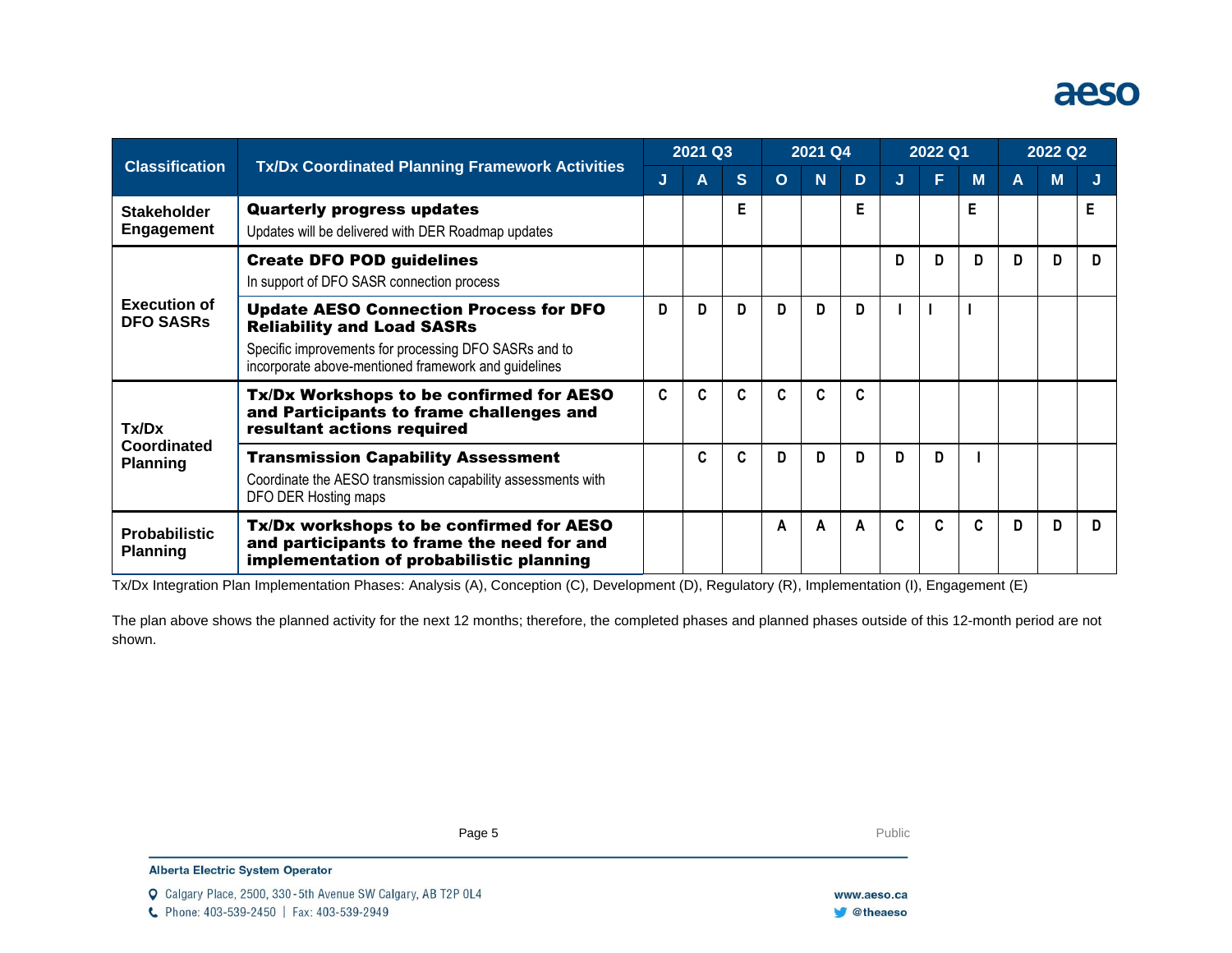| Classification | Tx/Dx Coordinated Planning Framework Activities | 2021 Q3 | | | 2021 Q4 | | | 2022 Q1 | | | 2022 Q2 | | |
|---|---|---|---|---|---|---|---|---|---|---|---|---|---|
| | | J | A | S | O | N | D | J | F | M | A | M | J |
| Stakeholder Engagement | **Quarterly progress updates**<br>Updates will be delivered with DER Roadmap updates | | | E | | | E | | | E | | | E |
| Execution of DFO SASRs | **Create DFO POD guidelines**<br>In support of DFO SASR connection process | | | | | | | D | D | D | D | D | D |
| | **Update AESO Connection Process for DFO Reliability and Load SASRs**<br>Specific improvements for processing DFO SASRs and to incorporate above-mentioned framework and guidelines | D | D | D | D | D | D | I | I | I | | | |
| Tx/Dx Coordinated Planning | **Tx/Dx Workshops to be confirmed for AESO and Participants to frame challenges and resultant actions required** | C | C | C | C | C | C | | | | | | |
| | **Transmission Capability Assessment**<br>Coordinate the AESO transmission capability assessments with DFO DER Hosting maps | | C | C | D | D | D | D | D | I | | | |
| Probabilistic Planning | **Tx/Dx workshops to be confirmed for AESO and participants to frame the need for and implementation of probabilistic planning** | | | | A | A | A | C | C | C | D | D | D |

Tx/Dx Integration Plan Implementation Phases: Analysis (A), Conception (C), Development (D), Regulatory (R), Implementation (I), Engagement (E)

The plan above shows the planned activity for the next 12 months; therefore, the completed phases and planned phases outside of this 12-month period are not shown.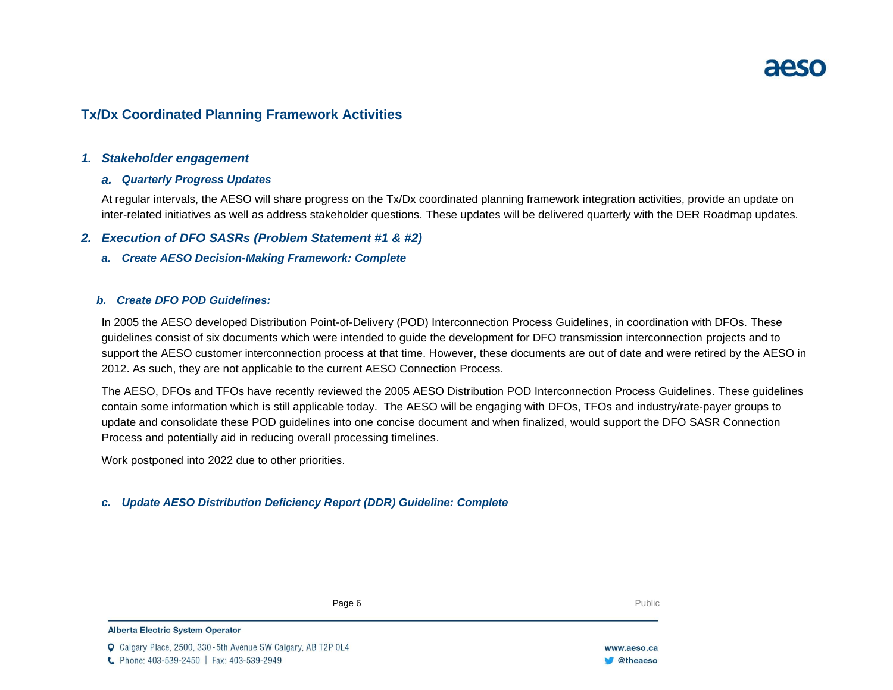## Tx/Dx Coordinated Planning Framework Activities

### *1. Stakeholder engagement*

#### *a. Quarterly Progress Updates*

At regular intervals, the AESO will share progress on the Tx/Dx coordinated planning framework integration activities, provide an update on inter-related initiatives as well as address stakeholder questions. These updates will be delivered quarterly with the DER Roadmap updates.

### *2. Execution of DFO SASRs (Problem Statement #1 & #2)*

#### *a. Create AESO Decision-Making Framework: Complete*

#### *b. Create DFO POD Guidelines:*

In 2005 the AESO developed Distribution Point-of-Delivery (POD) Interconnection Process Guidelines, in coordination with DFOs. These guidelines consist of six documents which were intended to guide the development for DFO transmission interconnection projects and to support the AESO customer interconnection process at that time. However, these documents are out of date and were retired by the AESO in 2012. As such, they are not applicable to the current AESO Connection Process.

The AESO, DFOs and TFOs have recently reviewed the 2005 AESO Distribution POD Interconnection Process Guidelines. These guidelines contain some information which is still applicable today. The AESO will be engaging with DFOs, TFOs and industry/rate-payer groups to update and consolidate these POD guidelines into one concise document and when finalized, would support the DFO SASR Connection Process and potentially aid in reducing overall processing timelines.

Work postponed into 2022 due to other priorities.

#### *c. Update AESO Distribution Deficiency Report (DDR) Guideline: Complete*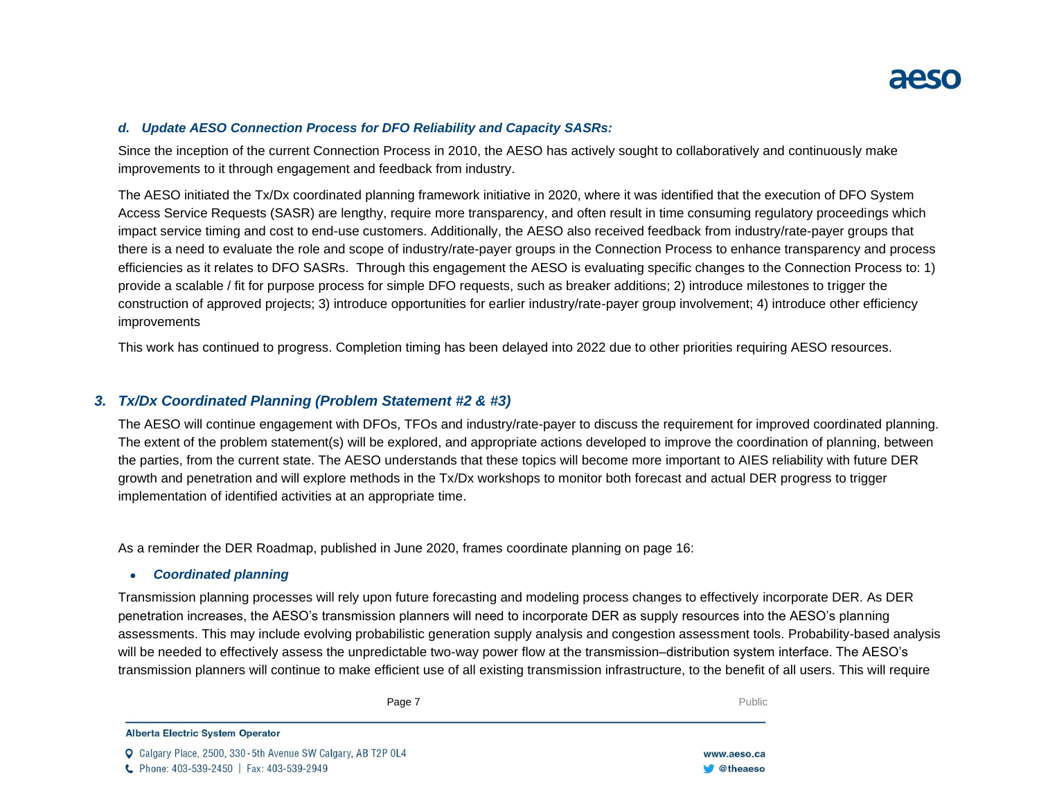### *d. Update AESO Connection Process for DFO Reliability and Capacity SASRs:*

Since the inception of the current Connection Process in 2010, the AESO has actively sought to collaboratively and continuously make improvements to it through engagement and feedback from industry.

The AESO initiated the Tx/Dx coordinated planning framework initiative in 2020, where it was identified that the execution of DFO System Access Service Requests (SASR) are lengthy, require more transparency, and often result in time consuming regulatory proceedings which impact service timing and cost to end-use customers. Additionally, the AESO also received feedback from industry/rate-payer groups that there is a need to evaluate the role and scope of industry/rate-payer groups in the Connection Process to enhance transparency and process efficiencies as it relates to DFO SASRs. Through this engagement the AESO is evaluating specific changes to the Connection Process to: 1) provide a scalable / fit for purpose process for simple DFO requests, such as breaker additions; 2) introduce milestones to trigger the construction of approved projects; 3) introduce opportunities for earlier industry/rate-payer group involvement; 4) introduce other efficiency improvements

This work has continued to progress. Completion timing has been delayed into 2022 due to other priorities requiring AESO resources.

## *3. Tx/Dx Coordinated Planning (Problem Statement #2 & #3)*

The AESO will continue engagement with DFOs, TFOs and industry/rate-payer to discuss the requirement for improved coordinated planning. The extent of the problem statement(s) will be explored, and appropriate actions developed to improve the coordination of planning, between the parties, from the current state. The AESO understands that these topics will become more important to AIES reliability with future DER growth and penetration and will explore methods in the Tx/Dx workshops to monitor both forecast and actual DER progress to trigger implementation of identified activities at an appropriate time.

As a reminder the DER Roadmap, published in June 2020, frames coordinate planning on page 16:

- ***Coordinated planning***

Transmission planning processes will rely upon future forecasting and modeling process changes to effectively incorporate DER. As DER penetration increases, the AESO's transmission planners will need to incorporate DER as supply resources into the AESO's planning assessments. This may include evolving probabilistic generation supply analysis and congestion assessment tools. Probability-based analysis will be needed to effectively assess the unpredictable two-way power flow at the transmission–distribution system interface. The AESO's transmission planners will continue to make efficient use of all existing transmission infrastructure, to the benefit of all users. This will require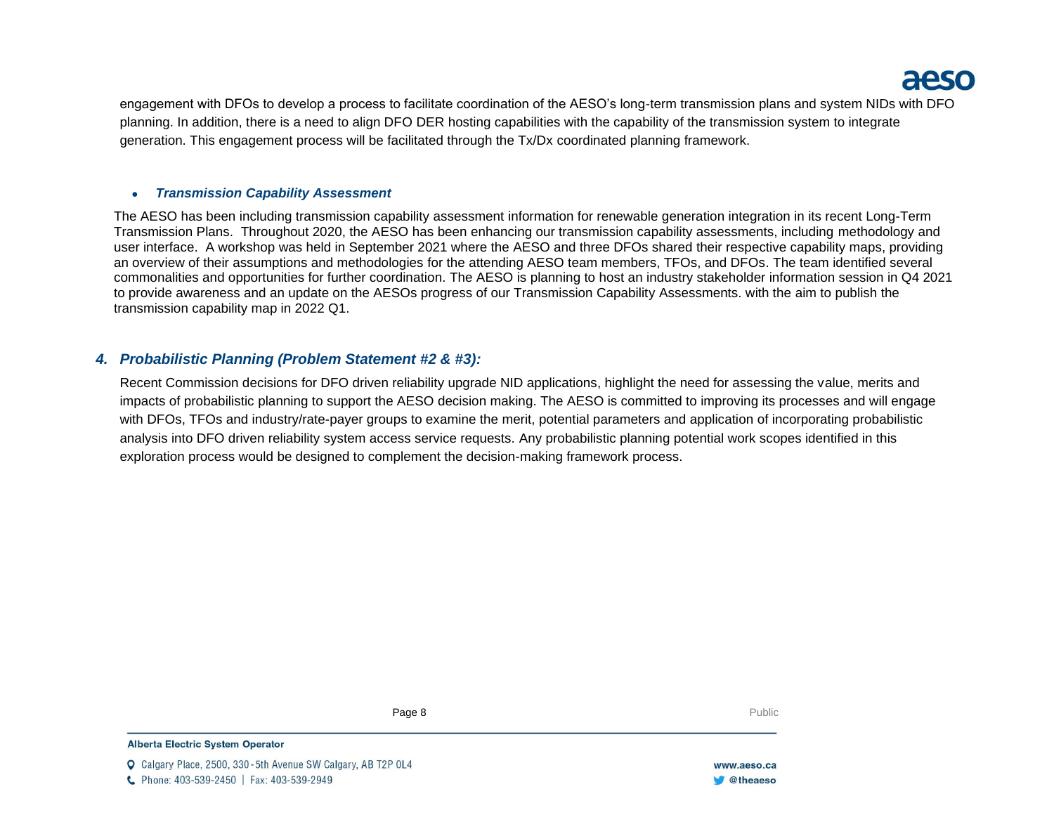engagement with DFOs to develop a process to facilitate coordination of the AESO's long-term transmission plans and system NIDs with DFO planning. In addition, there is a need to align DFO DER hosting capabilities with the capability of the transmission system to integrate generation. This engagement process will be facilitated through the Tx/Dx coordinated planning framework.

- ***Transmission Capability Assessment***

The AESO has been including transmission capability assessment information for renewable generation integration in its recent Long-Term Transmission Plans. Throughout 2020, the AESO has been enhancing our transmission capability assessments, including methodology and user interface. A workshop was held in September 2021 where the AESO and three DFOs shared their respective capability maps, providing an overview of their assumptions and methodologies for the attending AESO team members, TFOs, and DFOs. The team identified several commonalities and opportunities for further coordination. The AESO is planning to host an industry stakeholder information session in Q4 2021 to provide awareness and an update on the AESOs progress of our Transmission Capability Assessments. with the aim to publish the transmission capability map in 2022 Q1.

### *4. Probabilistic Planning (Problem Statement #2 & #3):*

Recent Commission decisions for DFO driven reliability upgrade NID applications, highlight the need for assessing the value, merits and impacts of probabilistic planning to support the AESO decision making. The AESO is committed to improving its processes and will engage with DFOs, TFOs and industry/rate-payer groups to examine the merit, potential parameters and application of incorporating probabilistic analysis into DFO driven reliability system access service requests. Any probabilistic planning potential work scopes identified in this exploration process would be designed to complement the decision-making framework process.